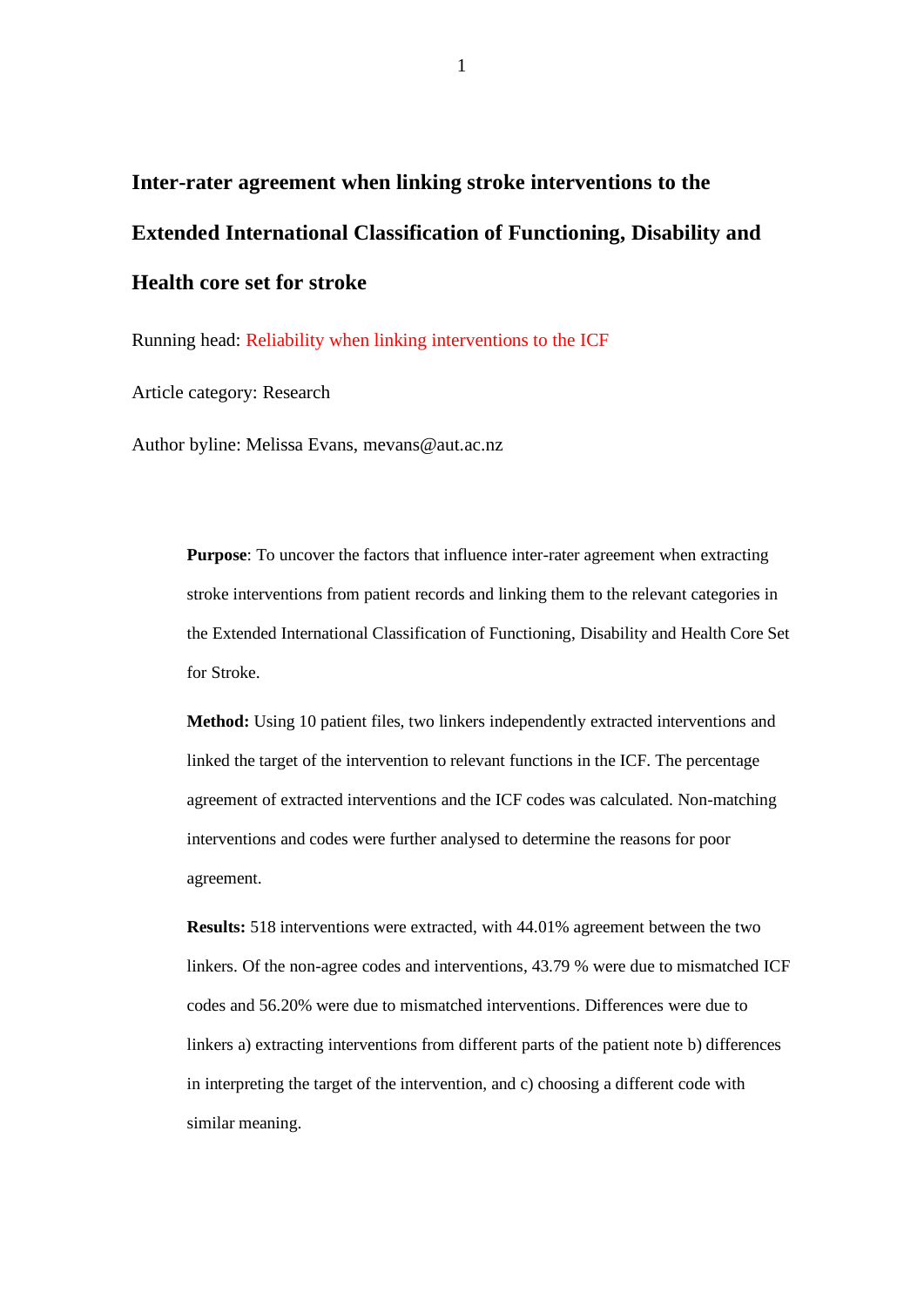# Inter-rater agreement when linking stroke interventions to the Extended International Classification of Functioning, Disability and Health core set for stroke

Running head: Reliability when linking interventions to the ICF

Article category: Research

Author byline: Melissa Evans, mevans@aut.ac.nz

**Purpose**: To uncover the factors that influence inter-rater agreement when extracting stroke interventions from patient records and linking them to the relevant categories in the Extended International Classification of Functioning, Disability and Health Core Set for Stroke.

**Method:** Using 10 patient files, two linkers independently extracted interventions and linked the target of the intervention to relevant functions in the ICF. The percentage agreement of extracted interventions and the ICF codes was calculated. Non-matching interventions and codes were further analysed to determine the reasons for poor agreement.

**Results:** 518 interventions were extracted, with 44.01% agreement between the two linkers. Of the non-agree codes and interventions, 43.79 % were due to mismatched ICF codes and 56.20% were due to mismatched interventions. Differences were due to linkers a) extracting interventions from different parts of the patient note b) differences in interpreting the target of the intervention, and c) choosing a different code with similar meaning.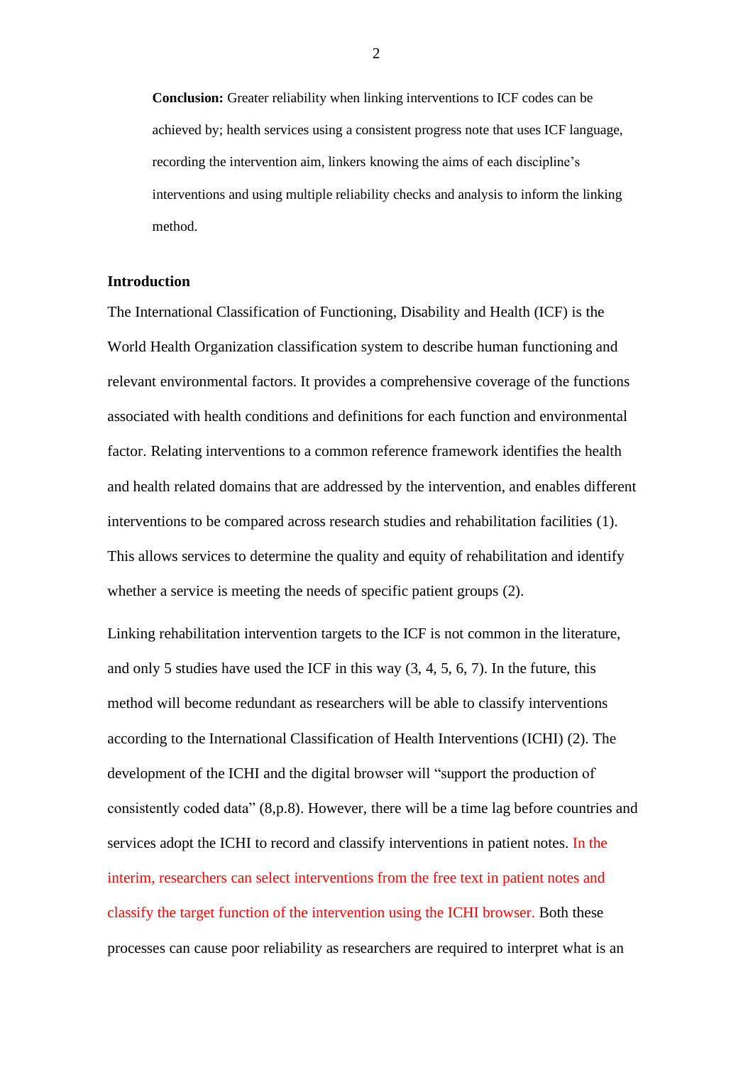**Conclusion:** Greater reliability when linking interventions to ICF codes can be achieved by; health services using a consistent progress note that uses ICF language, recording the intervention aim, linkers knowing the aims of each discipline's interventions and using multiple reliability checks and analysis to inform the linking method.

## Introduction

The International Classification of Functioning, Disability and Health (ICF) is the World Health Organization classification system to describe human functioning and relevant environmental factors. It provides a comprehensive coverage of the functions associated with health conditions and definitions for each function and environmental factor. Relating interventions to a common reference framework identifies the health and health related domains that are addressed by the intervention, and enables different interventions to be compared across research studies and rehabilitation facilities (1). This allows services to determine the quality and equity of rehabilitation and identify whether a service is meeting the needs of specific patient groups (2).

Linking rehabilitation intervention targets to the ICF is not common in the literature, and only 5 studies have used the ICF in this way (3, 4, 5, 6, 7). In the future, this method will become redundant as researchers will be able to classify interventions according to the International Classification of Health Interventions (ICHI) (2). The development of the ICHI and the digital browser will "support the production of consistently coded data" (8,p.8). However, there will be a time lag before countries and services adopt the ICHI to record and classify interventions in patient notes. In the interim, researchers can select interventions from the free text in patient notes and classify the target function of the intervention using the ICHI browser. Both these processes can cause poor reliability as researchers are required to interpret what is an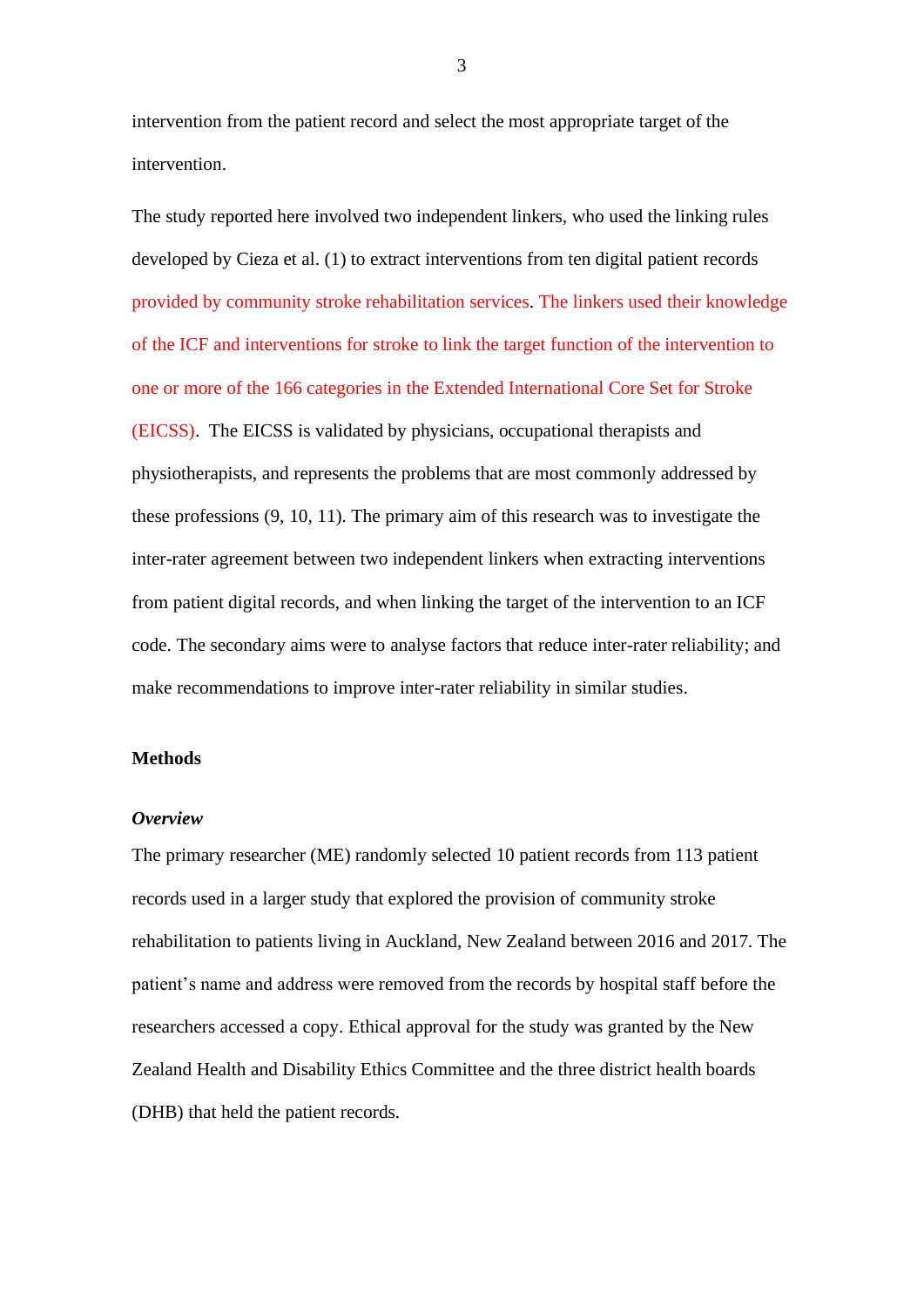intervention from the patient record and select the most appropriate target of the intervention.

The study reported here involved two independent linkers, who used the linking rules developed by Cieza et al. (1) to extract interventions from ten digital patient records provided by community stroke rehabilitation services. The linkers used their knowledge of the ICF and interventions for stroke to link the target function of the intervention to one or more of the 166 categories in the Extended International Core Set for Stroke (EICSS). The EICSS is validated by physicians, occupational therapists and physiotherapists, and represents the problems that are most commonly addressed by these professions (9, 10, 11). The primary aim of this research was to investigate the inter-rater agreement between two independent linkers when extracting interventions from patient digital records, and when linking the target of the intervention to an ICF code. The secondary aims were to analyse factors that reduce inter-rater reliability; and make recommendations to improve inter-rater reliability in similar studies.

## Methods

### *Overview*

The primary researcher (ME) randomly selected 10 patient records from 113 patient records used in a larger study that explored the provision of community stroke rehabilitation to patients living in Auckland, New Zealand between 2016 and 2017. The patient's name and address were removed from the records by hospital staff before the researchers accessed a copy. Ethical approval for the study was granted by the New Zealand Health and Disability Ethics Committee and the three district health boards (DHB) that held the patient records.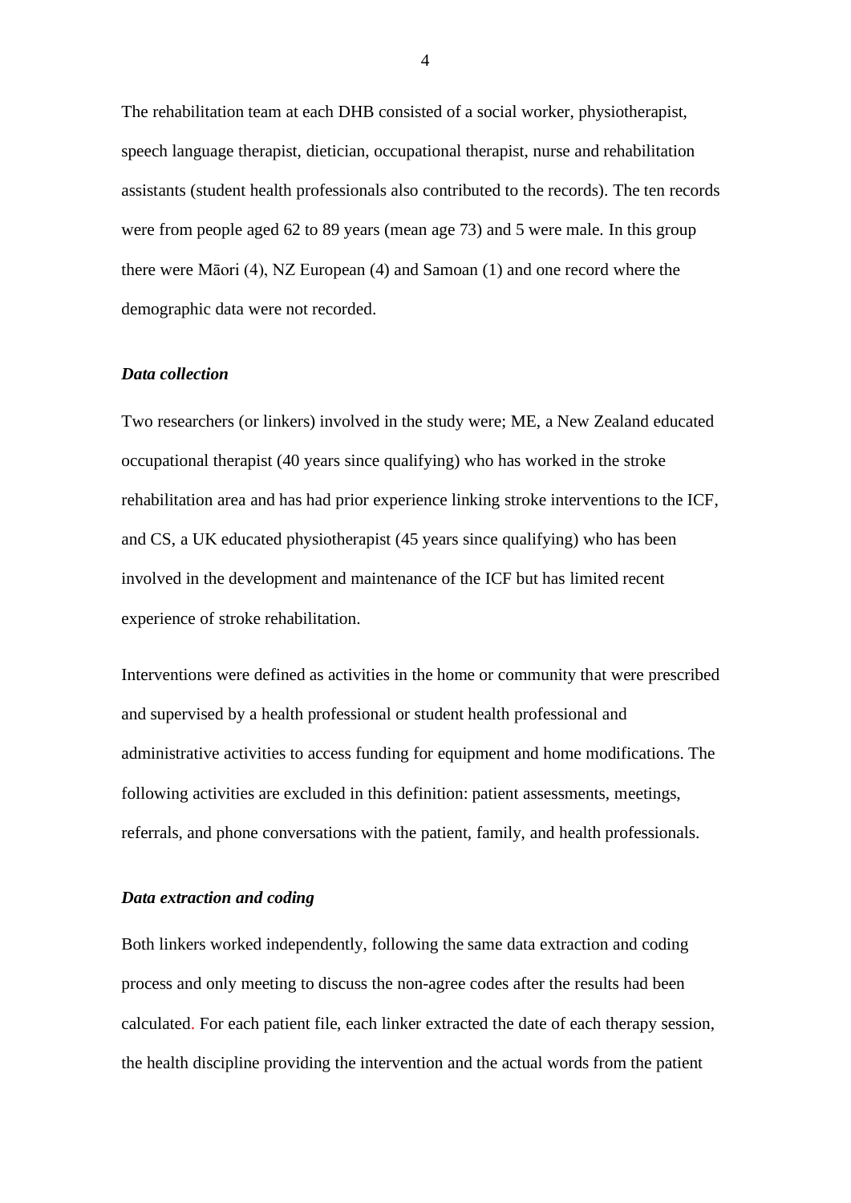The rehabilitation team at each DHB consisted of a social worker, physiotherapist, speech language therapist, dietician, occupational therapist, nurse and rehabilitation assistants (student health professionals also contributed to the records). The ten records were from people aged 62 to 89 years (mean age 73) and 5 were male. In this group there were Māori (4), NZ European (4) and Samoan (1) and one record where the demographic data were not recorded.

### *Data collection*

Two researchers (or linkers) involved in the study were; ME, a New Zealand educated occupational therapist (40 years since qualifying) who has worked in the stroke rehabilitation area and has had prior experience linking stroke interventions to the ICF, and CS, a UK educated physiotherapist (45 years since qualifying) who has been involved in the development and maintenance of the ICF but has limited recent experience of stroke rehabilitation.

Interventions were defined as activities in the home or community that were prescribed and supervised by a health professional or student health professional and administrative activities to access funding for equipment and home modifications. The following activities are excluded in this definition: patient assessments, meetings, referrals, and phone conversations with the patient, family, and health professionals.

### *Data extraction and coding*

Both linkers worked independently, following the same data extraction and coding process and only meeting to discuss the non-agree codes after the results had been calculated. For each patient file, each linker extracted the date of each therapy session, the health discipline providing the intervention and the actual words from the patient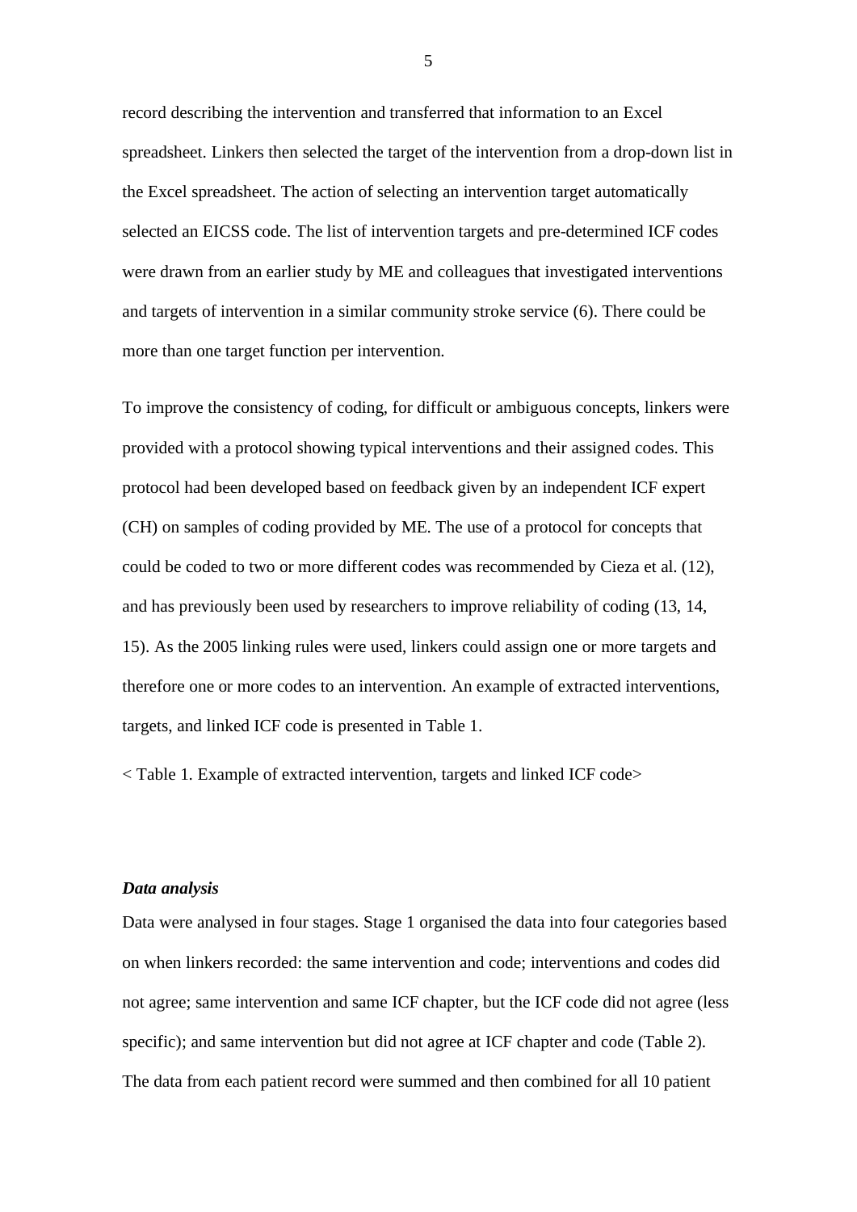record describing the intervention and transferred that information to an Excel spreadsheet. Linkers then selected the target of the intervention from a drop-down list in the Excel spreadsheet. The action of selecting an intervention target automatically selected an EICSS code. The list of intervention targets and pre-determined ICF codes were drawn from an earlier study by ME and colleagues that investigated interventions and targets of intervention in a similar community stroke service (6). There could be more than one target function per intervention.

To improve the consistency of coding, for difficult or ambiguous concepts, linkers were provided with a protocol showing typical interventions and their assigned codes. This protocol had been developed based on feedback given by an independent ICF expert (CH) on samples of coding provided by ME. The use of a protocol for concepts that could be coded to two or more different codes was recommended by Cieza et al. (12), and has previously been used by researchers to improve reliability of coding (13, 14, 15). As the 2005 linking rules were used, linkers could assign one or more targets and therefore one or more codes to an intervention. An example of extracted interventions, targets, and linked ICF code is presented in Table 1.

< Table 1. Example of extracted intervention, targets and linked ICF code>

***Data analysis***

Data were analysed in four stages. Stage 1 organised the data into four categories based on when linkers recorded: the same intervention and code; interventions and codes did not agree; same intervention and same ICF chapter, but the ICF code did not agree (less specific); and same intervention but did not agree at ICF chapter and code (Table 2). The data from each patient record were summed and then combined for all 10 patient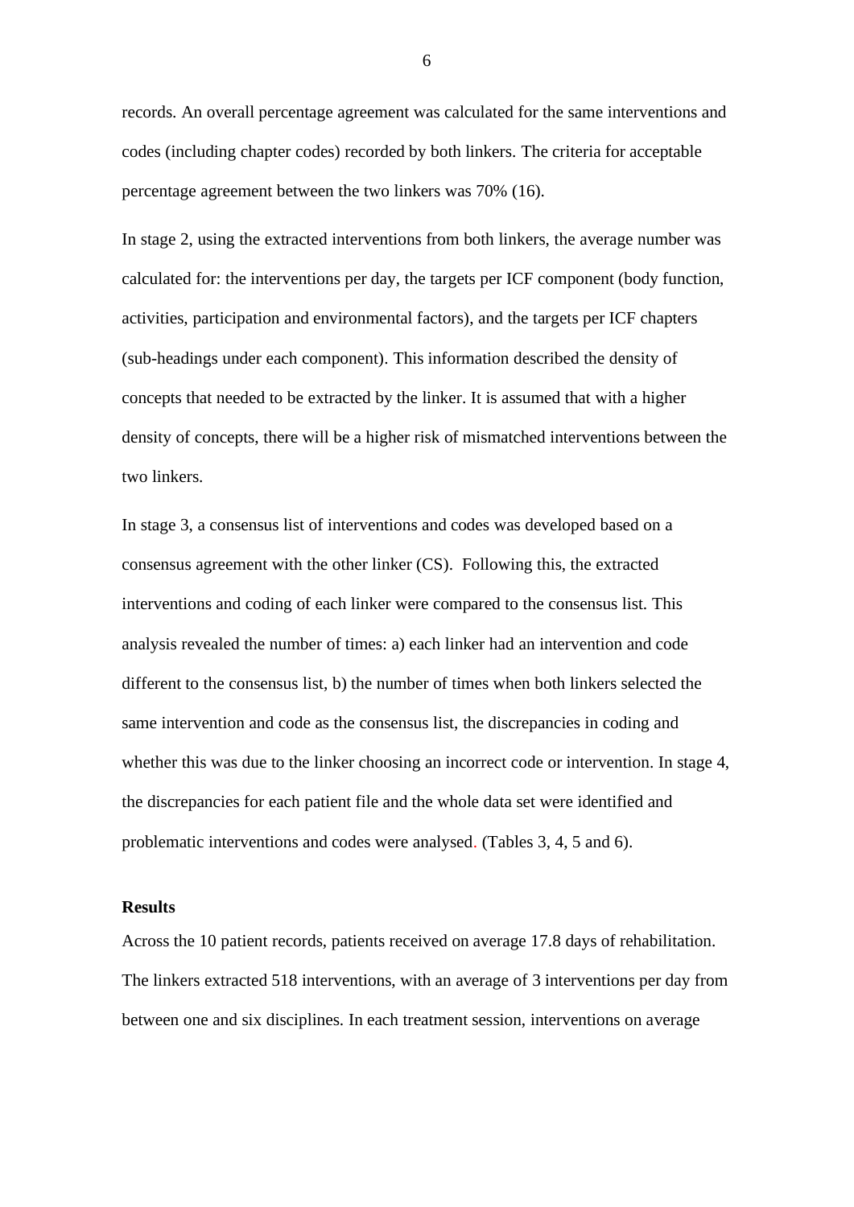records. An overall percentage agreement was calculated for the same interventions and codes (including chapter codes) recorded by both linkers. The criteria for acceptable percentage agreement between the two linkers was 70% (16).

In stage 2, using the extracted interventions from both linkers, the average number was calculated for: the interventions per day, the targets per ICF component (body function, activities, participation and environmental factors), and the targets per ICF chapters (sub-headings under each component). This information described the density of concepts that needed to be extracted by the linker. It is assumed that with a higher density of concepts, there will be a higher risk of mismatched interventions between the two linkers.

In stage 3, a consensus list of interventions and codes was developed based on a consensus agreement with the other linker (CS). Following this, the extracted interventions and coding of each linker were compared to the consensus list. This analysis revealed the number of times: a) each linker had an intervention and code different to the consensus list, b) the number of times when both linkers selected the same intervention and code as the consensus list, the discrepancies in coding and whether this was due to the linker choosing an incorrect code or intervention. In stage 4, the discrepancies for each patient file and the whole data set were identified and problematic interventions and codes were analysed. (Tables 3, 4, 5 and 6).

**Results**

Across the 10 patient records, patients received on average 17.8 days of rehabilitation. The linkers extracted 518 interventions, with an average of 3 interventions per day from between one and six disciplines. In each treatment session, interventions on average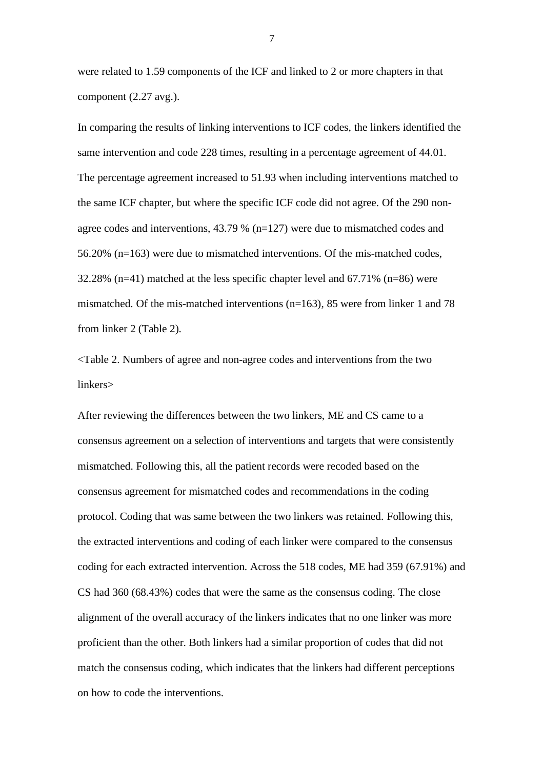were related to 1.59 components of the ICF and linked to 2 or more chapters in that component (2.27 avg.).

In comparing the results of linking interventions to ICF codes, the linkers identified the same intervention and code 228 times, resulting in a percentage agreement of 44.01. The percentage agreement increased to 51.93 when including interventions matched to the same ICF chapter, but where the specific ICF code did not agree. Of the 290 non-agree codes and interventions, 43.79 % (n=127) were due to mismatched codes and 56.20% (n=163) were due to mismatched interventions. Of the mis-matched codes, 32.28% (n=41) matched at the less specific chapter level and 67.71% (n=86) were mismatched. Of the mis-matched interventions (n=163), 85 were from linker 1 and 78 from linker 2 (Table 2).

<Table 2. Numbers of agree and non-agree codes and interventions from the two linkers>

After reviewing the differences between the two linkers, ME and CS came to a consensus agreement on a selection of interventions and targets that were consistently mismatched. Following this, all the patient records were recoded based on the consensus agreement for mismatched codes and recommendations in the coding protocol. Coding that was same between the two linkers was retained. Following this, the extracted interventions and coding of each linker were compared to the consensus coding for each extracted intervention. Across the 518 codes, ME had 359 (67.91%) and CS had 360 (68.43%) codes that were the same as the consensus coding. The close alignment of the overall accuracy of the linkers indicates that no one linker was more proficient than the other. Both linkers had a similar proportion of codes that did not match the consensus coding, which indicates that the linkers had different perceptions on how to code the interventions.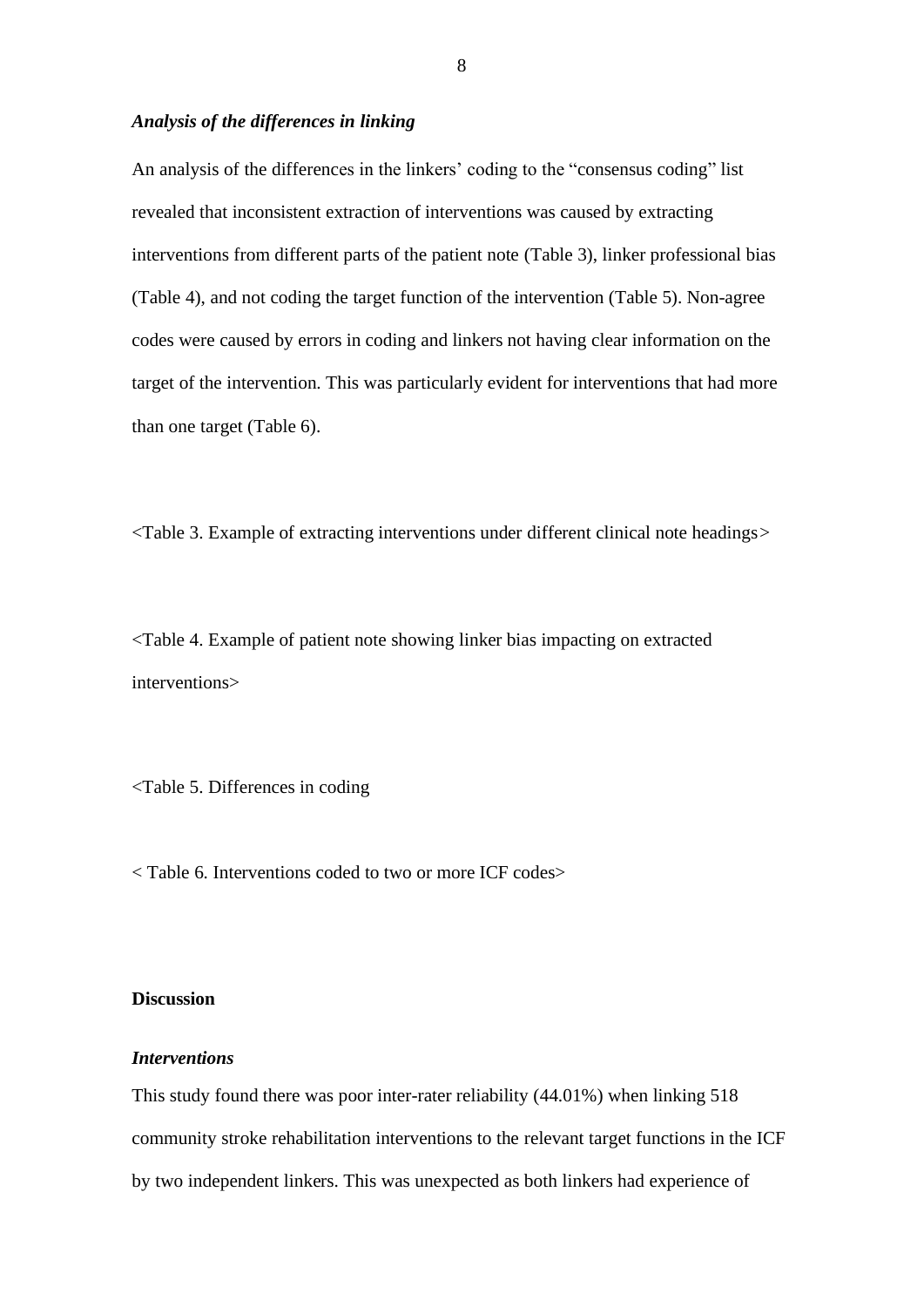### *Analysis of the differences in linking*

An analysis of the differences in the linkers' coding to the "consensus coding" list revealed that inconsistent extraction of interventions was caused by extracting interventions from different parts of the patient note (Table 3), linker professional bias (Table 4), and not coding the target function of the intervention (Table 5). Non-agree codes were caused by errors in coding and linkers not having clear information on the target of the intervention. This was particularly evident for interventions that had more than one target (Table 6).

<Table 3. Example of extracting interventions under different clinical note headings>

<Table 4. Example of patient note showing linker bias impacting on extracted interventions>

<Table 5. Differences in coding

< Table 6. Interventions coded to two or more ICF codes>

## Discussion

### *Interventions*

This study found there was poor inter-rater reliability (44.01%) when linking 518 community stroke rehabilitation interventions to the relevant target functions in the ICF by two independent linkers. This was unexpected as both linkers had experience of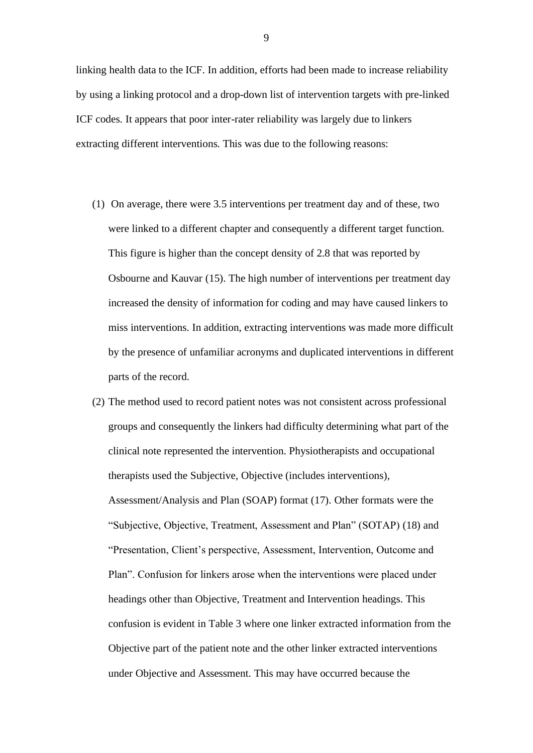linking health data to the ICF. In addition, efforts had been made to increase reliability by using a linking protocol and a drop-down list of intervention targets with pre-linked ICF codes. It appears that poor inter-rater reliability was largely due to linkers extracting different interventions. This was due to the following reasons:

(1) On average, there were 3.5 interventions per treatment day and of these, two were linked to a different chapter and consequently a different target function. This figure is higher than the concept density of 2.8 that was reported by Osbourne and Kauvar (15). The high number of interventions per treatment day increased the density of information for coding and may have caused linkers to miss interventions. In addition, extracting interventions was made more difficult by the presence of unfamiliar acronyms and duplicated interventions in different parts of the record.

(2) The method used to record patient notes was not consistent across professional groups and consequently the linkers had difficulty determining what part of the clinical note represented the intervention. Physiotherapists and occupational therapists used the Subjective, Objective (includes interventions), Assessment/Analysis and Plan (SOAP) format (17). Other formats were the "Subjective, Objective, Treatment, Assessment and Plan" (SOTAP) (18) and "Presentation, Client's perspective, Assessment, Intervention, Outcome and Plan". Confusion for linkers arose when the interventions were placed under headings other than Objective, Treatment and Intervention headings. This confusion is evident in Table 3 where one linker extracted information from the Objective part of the patient note and the other linker extracted interventions under Objective and Assessment. This may have occurred because the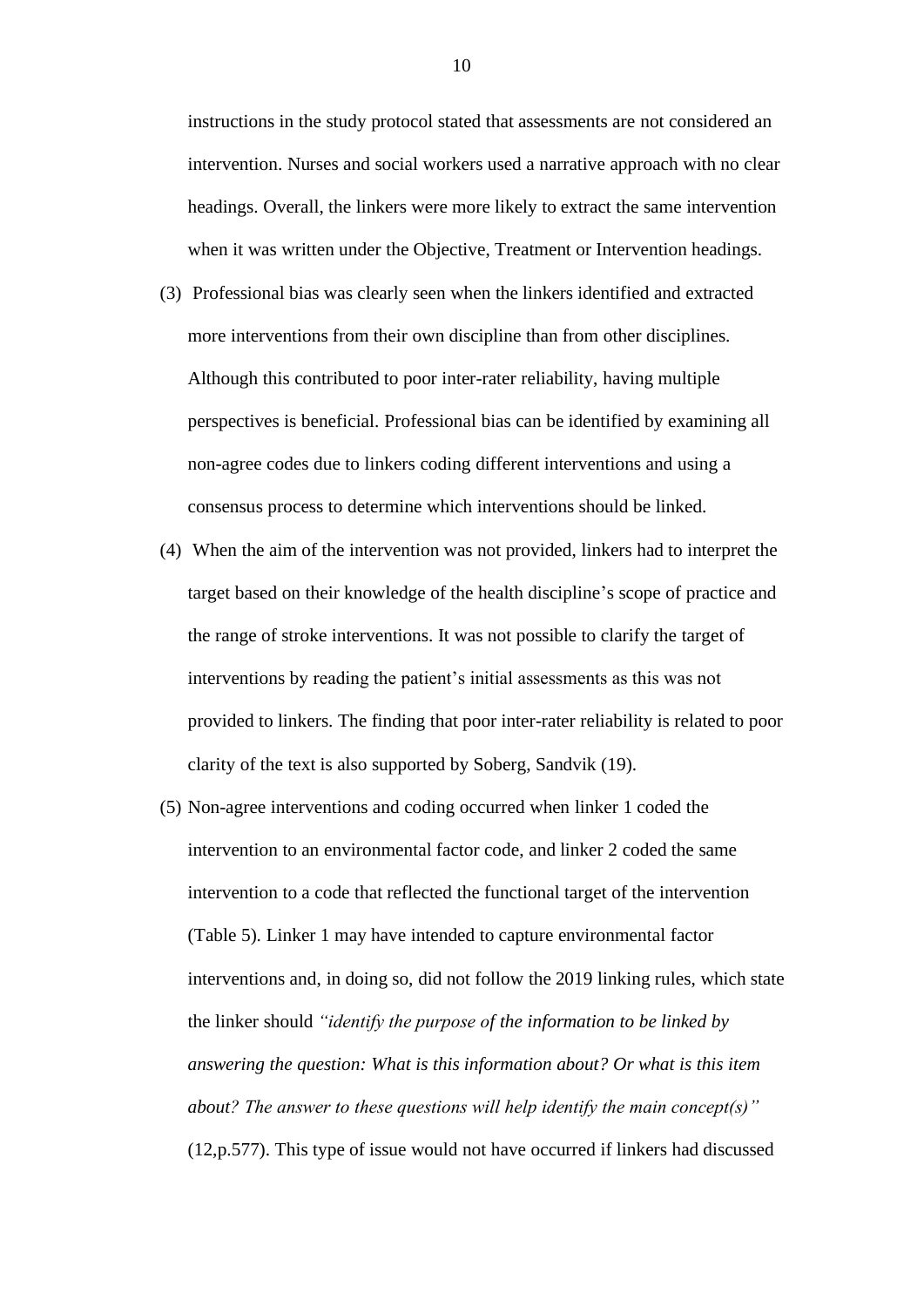instructions in the study protocol stated that assessments are not considered an intervention. Nurses and social workers used a narrative approach with no clear headings. Overall, the linkers were more likely to extract the same intervention when it was written under the Objective, Treatment or Intervention headings.

(3) Professional bias was clearly seen when the linkers identified and extracted more interventions from their own discipline than from other disciplines. Although this contributed to poor inter-rater reliability, having multiple perspectives is beneficial. Professional bias can be identified by examining all non-agree codes due to linkers coding different interventions and using a consensus process to determine which interventions should be linked.

(4) When the aim of the intervention was not provided, linkers had to interpret the target based on their knowledge of the health discipline's scope of practice and the range of stroke interventions. It was not possible to clarify the target of interventions by reading the patient's initial assessments as this was not provided to linkers. The finding that poor inter-rater reliability is related to poor clarity of the text is also supported by Soberg, Sandvik (19).

(5) Non-agree interventions and coding occurred when linker 1 coded the intervention to an environmental factor code, and linker 2 coded the same intervention to a code that reflected the functional target of the intervention (Table 5). Linker 1 may have intended to capture environmental factor interventions and, in doing so, did not follow the 2019 linking rules, which state the linker should *"identify the purpose of the information to be linked by answering the question: What is this information about? Or what is this item about? The answer to these questions will help identify the main concept(s)"* (12,p.577). This type of issue would not have occurred if linkers had discussed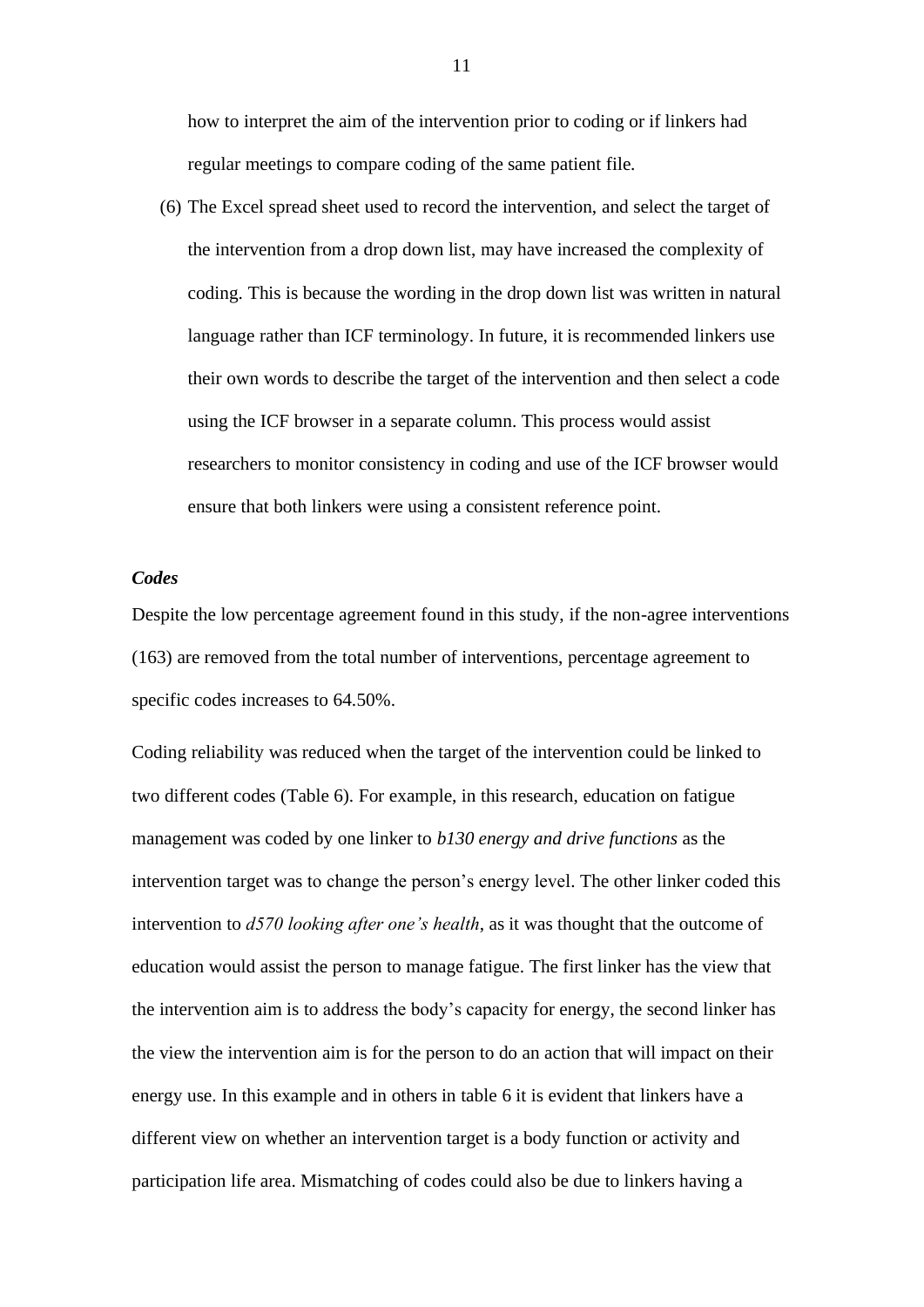how to interpret the aim of the intervention prior to coding or if linkers had regular meetings to compare coding of the same patient file.

(6) The Excel spread sheet used to record the intervention, and select the target of the intervention from a drop down list, may have increased the complexity of coding. This is because the wording in the drop down list was written in natural language rather than ICF terminology. In future, it is recommended linkers use their own words to describe the target of the intervention and then select a code using the ICF browser in a separate column. This process would assist researchers to monitor consistency in coding and use of the ICF browser would ensure that both linkers were using a consistent reference point.

***Codes***

Despite the low percentage agreement found in this study, if the non-agree interventions (163) are removed from the total number of interventions, percentage agreement to specific codes increases to 64.50%.

Coding reliability was reduced when the target of the intervention could be linked to two different codes (Table 6). For example, in this research, education on fatigue management was coded by one linker to *b130 energy and drive functions* as the intervention target was to change the person's energy level. The other linker coded this intervention to *d570 looking after one's health*, as it was thought that the outcome of education would assist the person to manage fatigue. The first linker has the view that the intervention aim is to address the body's capacity for energy, the second linker has the view the intervention aim is for the person to do an action that will impact on their energy use. In this example and in others in table 6 it is evident that linkers have a different view on whether an intervention target is a body function or activity and participation life area. Mismatching of codes could also be due to linkers having a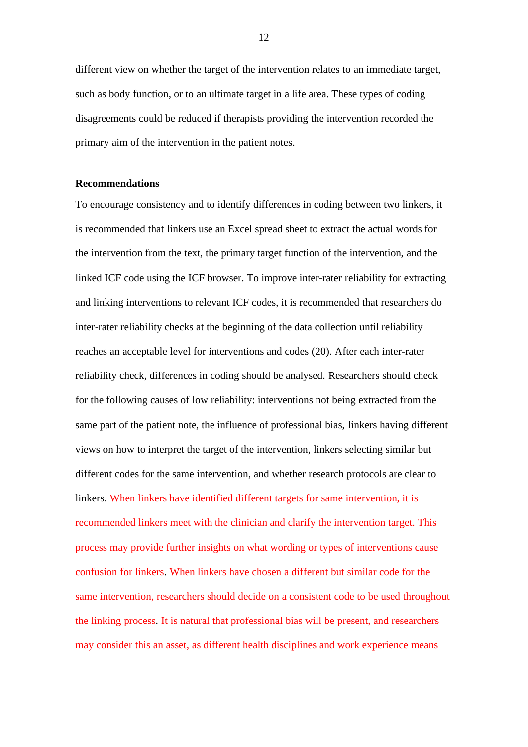different view on whether the target of the intervention relates to an immediate target, such as body function, or to an ultimate target in a life area. These types of coding disagreements could be reduced if therapists providing the intervention recorded the primary aim of the intervention in the patient notes.

**Recommendations**

To encourage consistency and to identify differences in coding between two linkers, it is recommended that linkers use an Excel spread sheet to extract the actual words for the intervention from the text, the primary target function of the intervention, and the linked ICF code using the ICF browser. To improve inter-rater reliability for extracting and linking interventions to relevant ICF codes, it is recommended that researchers do inter-rater reliability checks at the beginning of the data collection until reliability reaches an acceptable level for interventions and codes (20). After each inter-rater reliability check, differences in coding should be analysed. Researchers should check for the following causes of low reliability: interventions not being extracted from the same part of the patient note, the influence of professional bias, linkers having different views on how to interpret the target of the intervention, linkers selecting similar but different codes for the same intervention, and whether research protocols are clear to linkers. When linkers have identified different targets for same intervention, it is recommended linkers meet with the clinician and clarify the intervention target. This process may provide further insights on what wording or types of interventions cause confusion for linkers. When linkers have chosen a different but similar code for the same intervention, researchers should decide on a consistent code to be used throughout the linking process. It is natural that professional bias will be present, and researchers may consider this an asset, as different health disciplines and work experience means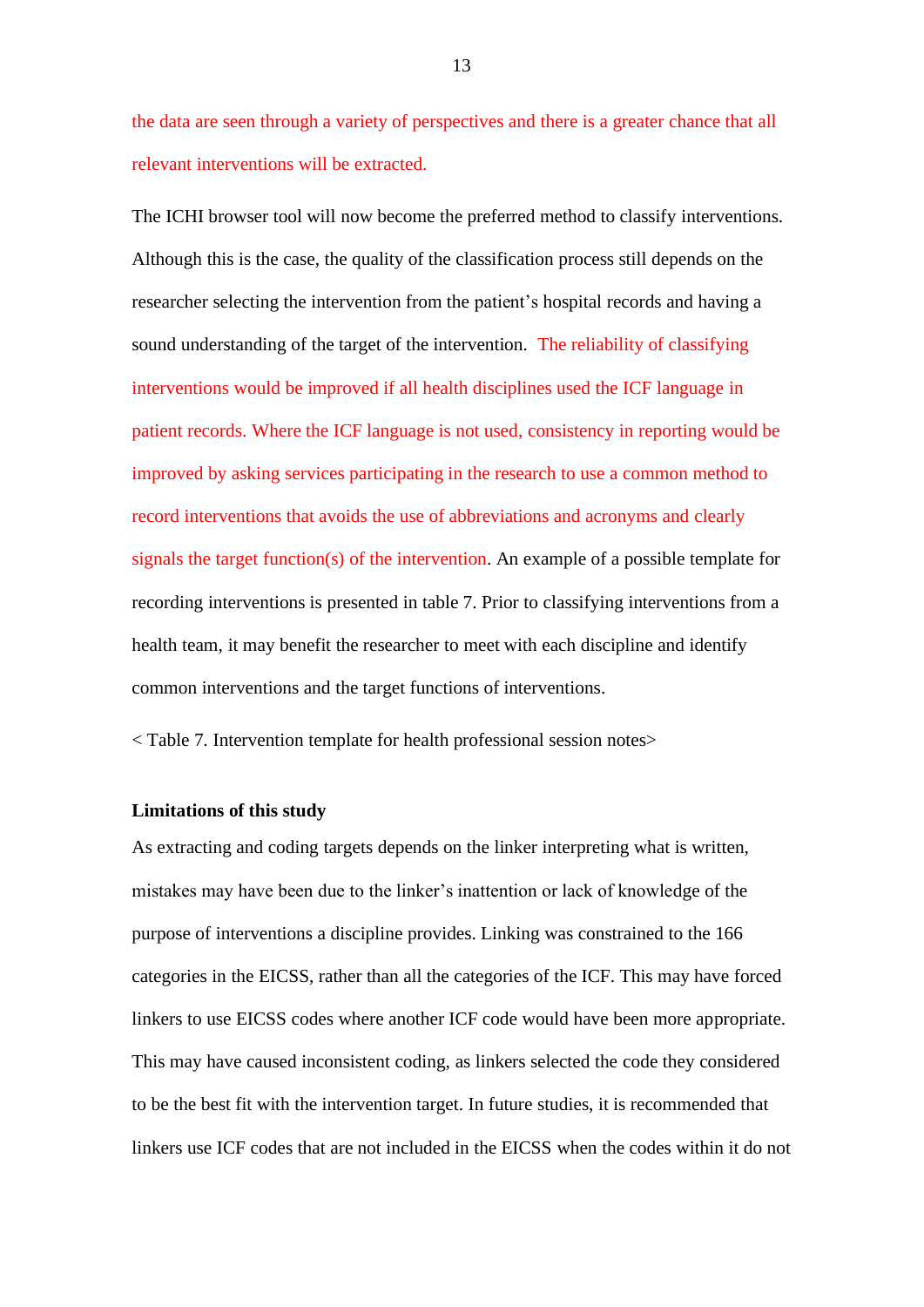the data are seen through a variety of perspectives and there is a greater chance that all relevant interventions will be extracted.

The ICHI browser tool will now become the preferred method to classify interventions. Although this is the case, the quality of the classification process still depends on the researcher selecting the intervention from the patient's hospital records and having a sound understanding of the target of the intervention. The reliability of classifying interventions would be improved if all health disciplines used the ICF language in patient records. Where the ICF language is not used, consistency in reporting would be improved by asking services participating in the research to use a common method to record interventions that avoids the use of abbreviations and acronyms and clearly signals the target function(s) of the intervention. An example of a possible template for recording interventions is presented in table 7. Prior to classifying interventions from a health team, it may benefit the researcher to meet with each discipline and identify common interventions and the target functions of interventions.

< Table 7. Intervention template for health professional session notes>

**Limitations of this study**

As extracting and coding targets depends on the linker interpreting what is written, mistakes may have been due to the linker's inattention or lack of knowledge of the purpose of interventions a discipline provides. Linking was constrained to the 166 categories in the EICSS, rather than all the categories of the ICF. This may have forced linkers to use EICSS codes where another ICF code would have been more appropriate. This may have caused inconsistent coding, as linkers selected the code they considered to be the best fit with the intervention target. In future studies, it is recommended that linkers use ICF codes that are not included in the EICSS when the codes within it do not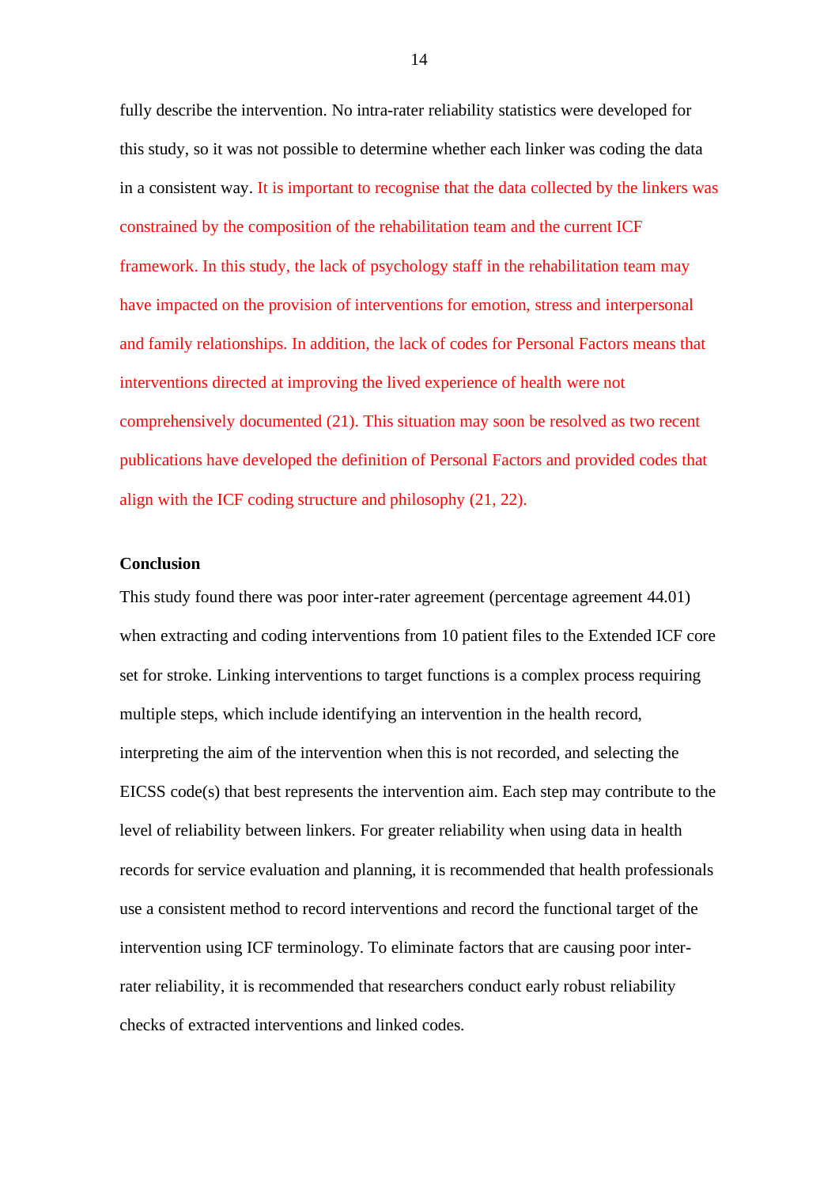fully describe the intervention. No intra-rater reliability statistics were developed for this study, so it was not possible to determine whether each linker was coding the data in a consistent way. It is important to recognise that the data collected by the linkers was constrained by the composition of the rehabilitation team and the current ICF framework. In this study, the lack of psychology staff in the rehabilitation team may have impacted on the provision of interventions for emotion, stress and interpersonal and family relationships. In addition, the lack of codes for Personal Factors means that interventions directed at improving the lived experience of health were not comprehensively documented (21). This situation may soon be resolved as two recent publications have developed the definition of Personal Factors and provided codes that align with the ICF coding structure and philosophy (21, 22).

**Conclusion**

This study found there was poor inter-rater agreement (percentage agreement 44.01) when extracting and coding interventions from 10 patient files to the Extended ICF core set for stroke. Linking interventions to target functions is a complex process requiring multiple steps, which include identifying an intervention in the health record, interpreting the aim of the intervention when this is not recorded, and selecting the EICSS code(s) that best represents the intervention aim. Each step may contribute to the level of reliability between linkers. For greater reliability when using data in health records for service evaluation and planning, it is recommended that health professionals use a consistent method to record interventions and record the functional target of the intervention using ICF terminology. To eliminate factors that are causing poor inter-rater reliability, it is recommended that researchers conduct early robust reliability checks of extracted interventions and linked codes.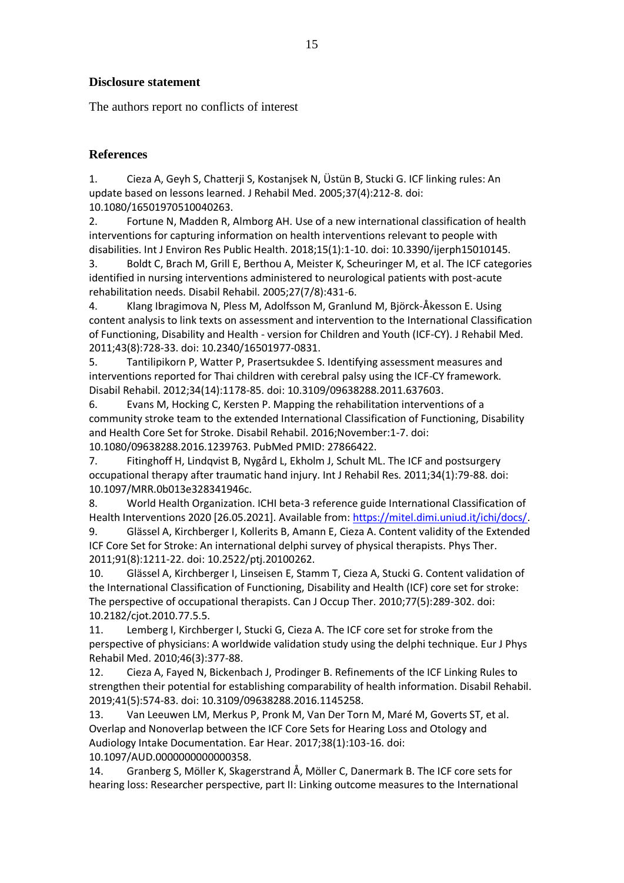## Disclosure statement

The authors report no conflicts of interest

## References

1. Cieza A, Geyh S, Chatterji S, Kostanjsek N, Üstün B, Stucki G. ICF linking rules: An update based on lessons learned. J Rehabil Med. 2005;37(4):212-8. doi: 10.1080/16501970510040263.
2. Fortune N, Madden R, Almborg AH. Use of a new international classification of health interventions for capturing information on health interventions relevant to people with disabilities. Int J Environ Res Public Health. 2018;15(1):1-10. doi: 10.3390/ijerph15010145.
3. Boldt C, Brach M, Grill E, Berthou A, Meister K, Scheuringer M, et al. The ICF categories identified in nursing interventions administered to neurological patients with post-acute rehabilitation needs. Disabil Rehabil. 2005;27(7/8):431-6.
4. Klang Ibragimova N, Pless M, Adolfsson M, Granlund M, Björck-Åkesson E. Using content analysis to link texts on assessment and intervention to the International Classification of Functioning, Disability and Health - version for Children and Youth (ICF-CY). J Rehabil Med. 2011;43(8):728-33. doi: 10.2340/16501977-0831.
5. Tantilipikorn P, Watter P, Prasertsukdee S. Identifying assessment measures and interventions reported for Thai children with cerebral palsy using the ICF-CY framework. Disabil Rehabil. 2012;34(14):1178-85. doi: 10.3109/09638288.2011.637603.
6. Evans M, Hocking C, Kersten P. Mapping the rehabilitation interventions of a community stroke team to the extended International Classification of Functioning, Disability and Health Core Set for Stroke. Disabil Rehabil. 2016;November:1-7. doi: 10.1080/09638288.2016.1239763. PubMed PMID: 27866422.
7. Fitinghoff H, Lindqvist B, Nygård L, Ekholm J, Schult ML. The ICF and postsurgery occupational therapy after traumatic hand injury. Int J Rehabil Res. 2011;34(1):79-88. doi: 10.1097/MRR.0b013e328341946c.
8. World Health Organization. ICHI beta-3 reference guide International Classification of Health Interventions 2020 [26.05.2021]. Available from: https://mitel.dimi.uniud.it/ichi/docs/.
9. Glässel A, Kirchberger I, Kollerits B, Amann E, Cieza A. Content validity of the Extended ICF Core Set for Stroke: An international delphi survey of physical therapists. Phys Ther. 2011;91(8):1211-22. doi: 10.2522/ptj.20100262.
10. Glässel A, Kirchberger I, Linseisen E, Stamm T, Cieza A, Stucki G. Content validation of the International Classification of Functioning, Disability and Health (ICF) core set for stroke: The perspective of occupational therapists. Can J Occup Ther. 2010;77(5):289-302. doi: 10.2182/cjot.2010.77.5.5.
11. Lemberg I, Kirchberger I, Stucki G, Cieza A. The ICF core set for stroke from the perspective of physicians: A worldwide validation study using the delphi technique. Eur J Phys Rehabil Med. 2010;46(3):377-88.
12. Cieza A, Fayed N, Bickenbach J, Prodinger B. Refinements of the ICF Linking Rules to strengthen their potential for establishing comparability of health information. Disabil Rehabil. 2019;41(5):574-83. doi: 10.3109/09638288.2016.1145258.
13. Van Leeuwen LM, Merkus P, Pronk M, Van Der Torn M, Maré M, Goverts ST, et al. Overlap and Nonoverlap between the ICF Core Sets for Hearing Loss and Otology and Audiology Intake Documentation. Ear Hear. 2017;38(1):103-16. doi: 10.1097/AUD.0000000000000358.
14. Granberg S, Möller K, Skagerstrand Å, Möller C, Danermark B. The ICF core sets for hearing loss: Researcher perspective, part II: Linking outcome measures to the International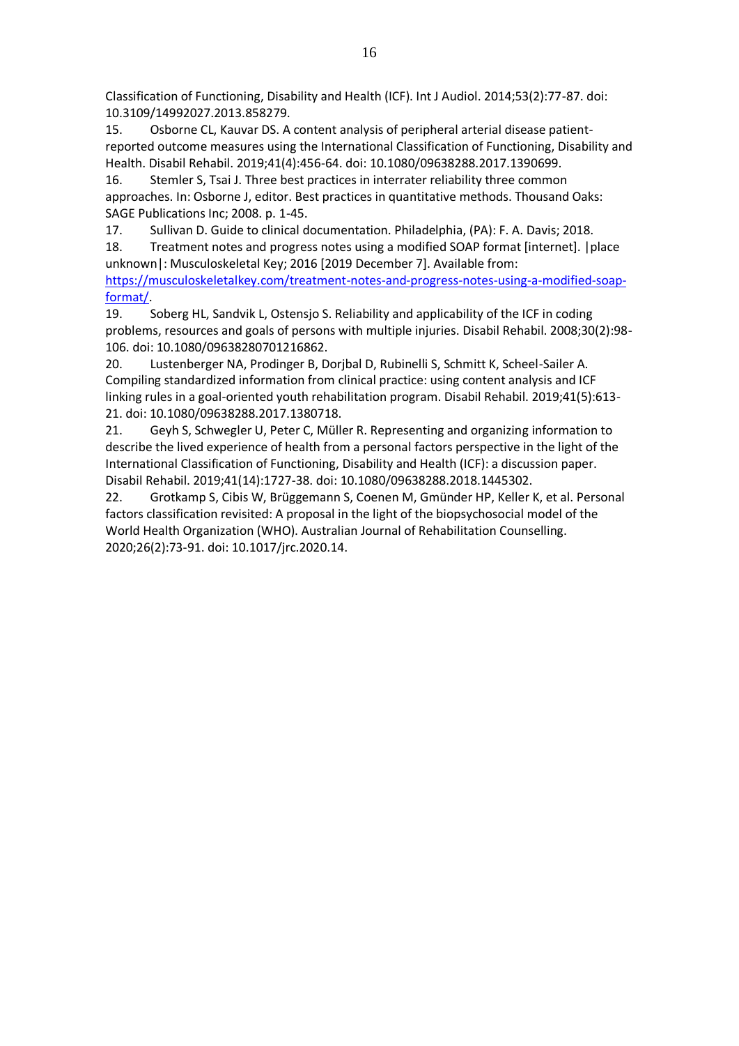Classification of Functioning, Disability and Health (ICF). Int J Audiol. 2014;53(2):77-87. doi: 10.3109/14992027.2013.858279.

15. Osborne CL, Kauvar DS. A content analysis of peripheral arterial disease patient-reported outcome measures using the International Classification of Functioning, Disability and Health. Disabil Rehabil. 2019;41(4):456-64. doi: 10.1080/09638288.2017.1390699.

16. Stemler S, Tsai J. Three best practices in interrater reliability three common approaches. In: Osborne J, editor. Best practices in quantitative methods. Thousand Oaks: SAGE Publications Inc; 2008. p. 1-45.

17. Sullivan D. Guide to clinical documentation. Philadelphia, (PA): F. A. Davis; 2018.

18. Treatment notes and progress notes using a modified SOAP format [internet]. |place unknown|: Musculoskeletal Key; 2016 [2019 December 7]. Available from: https://musculoskeletalkey.com/treatment-notes-and-progress-notes-using-a-modified-soap-format/.

19. Soberg HL, Sandvik L, Ostensjo S. Reliability and applicability of the ICF in coding problems, resources and goals of persons with multiple injuries. Disabil Rehabil. 2008;30(2):98-106. doi: 10.1080/09638280701216862.

20. Lustenberger NA, Prodinger B, Dorjbal D, Rubinelli S, Schmitt K, Scheel-Sailer A. Compiling standardized information from clinical practice: using content analysis and ICF linking rules in a goal-oriented youth rehabilitation program. Disabil Rehabil. 2019;41(5):613-21. doi: 10.1080/09638288.2017.1380718.

21. Geyh S, Schwegler U, Peter C, Müller R. Representing and organizing information to describe the lived experience of health from a personal factors perspective in the light of the International Classification of Functioning, Disability and Health (ICF): a discussion paper. Disabil Rehabil. 2019;41(14):1727-38. doi: 10.1080/09638288.2018.1445302.

22. Grotkamp S, Cibis W, Brüggemann S, Coenen M, Gmünder HP, Keller K, et al. Personal factors classification revisited: A proposal in the light of the biopsychosocial model of the World Health Organization (WHO). Australian Journal of Rehabilitation Counselling. 2020;26(2):73-91. doi: 10.1017/jrc.2020.14.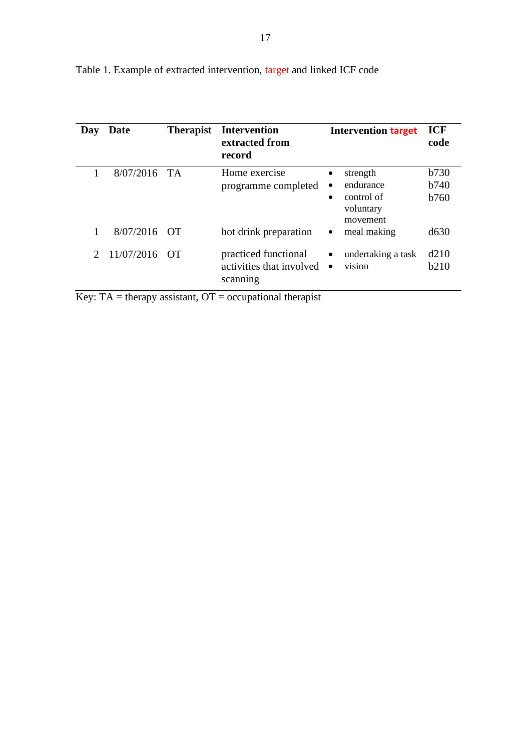Table 1. Example of extracted intervention, target and linked ICF code

| Day | Date | Therapist | Intervention extracted from record | Intervention target | ICF code |
|---|---|---|---|---|---|
| 1 | 8/07/2016 | TA | Home exercise programme completed | • strength<br>• endurance<br>• control of voluntary movement | b730<br>b740<br>b760 |
| 1 | 8/07/2016 | OT | hot drink preparation | • meal making | d630 |
| 2 | 11/07/2016 | OT | practiced functional activities that involved scanning | • undertaking a task<br>• vision | d210<br>b210 |

Key: TA = therapy assistant, OT = occupational therapist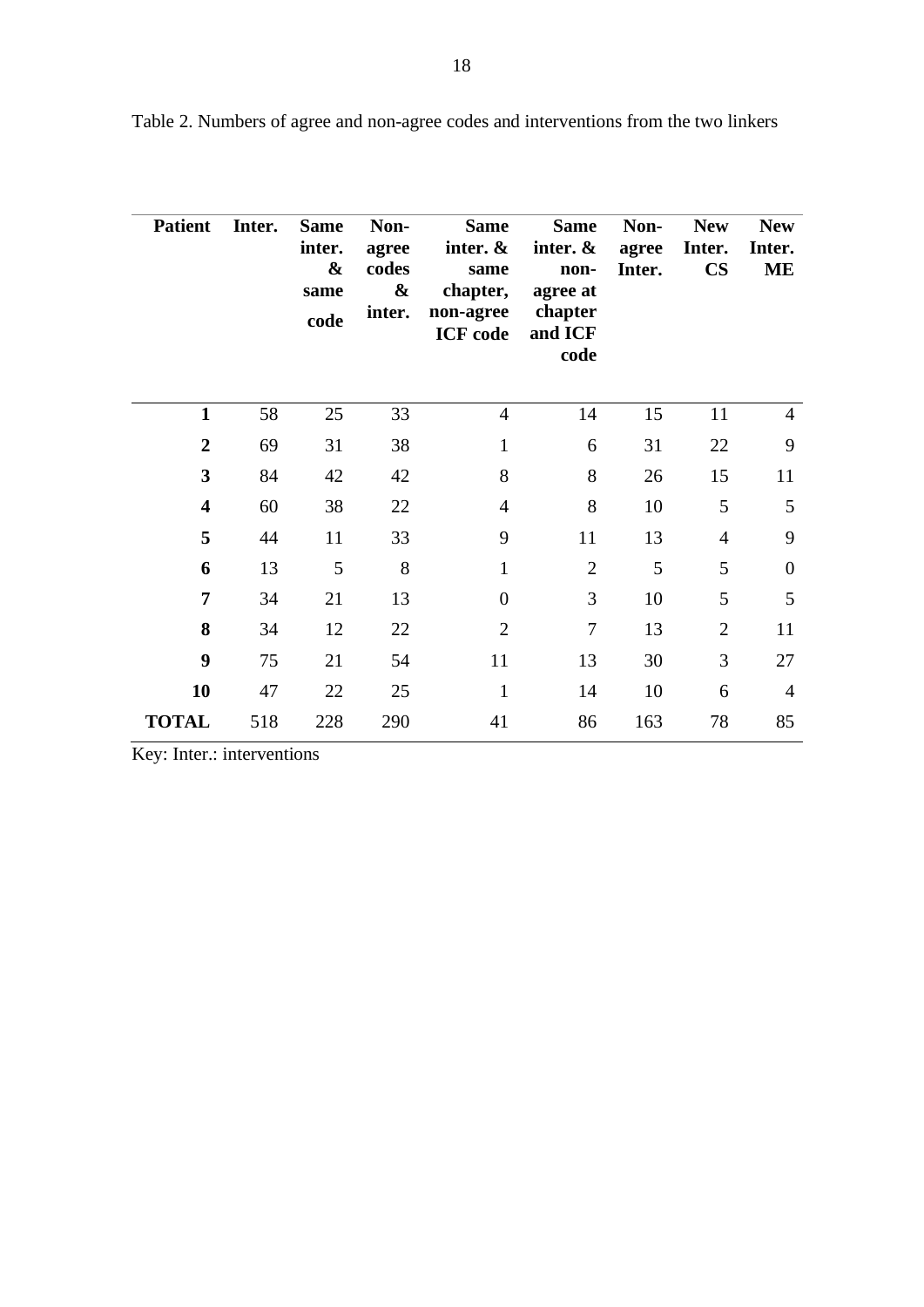Table 2. Numbers of agree and non-agree codes and interventions from the two linkers

| Patient | Inter. | Same inter. & same code | Non-agree codes & inter. | Same inter. & same chapter, non-agree ICF code | Same inter. & non-agree at chapter and ICF code | Non-agree Inter. | New Inter. CS | New Inter. ME |
|---|---|---|---|---|---|---|---|---|
| **1** | 58 | 25 | 33 | 4 | 14 | 15 | 11 | 4 |
| **2** | 69 | 31 | 38 | 1 | 6 | 31 | 22 | 9 |
| **3** | 84 | 42 | 42 | 8 | 8 | 26 | 15 | 11 |
| **4** | 60 | 38 | 22 | 4 | 8 | 10 | 5 | 5 |
| **5** | 44 | 11 | 33 | 9 | 11 | 13 | 4 | 9 |
| **6** | 13 | 5 | 8 | 1 | 2 | 5 | 5 | 0 |
| **7** | 34 | 21 | 13 | 0 | 3 | 10 | 5 | 5 |
| **8** | 34 | 12 | 22 | 2 | 7 | 13 | 2 | 11 |
| **9** | 75 | 21 | 54 | 11 | 13 | 30 | 3 | 27 |
| **10** | 47 | 22 | 25 | 1 | 14 | 10 | 6 | 4 |
| **TOTAL** | 518 | 228 | 290 | 41 | 86 | 163 | 78 | 85 |

Key: Inter.: interventions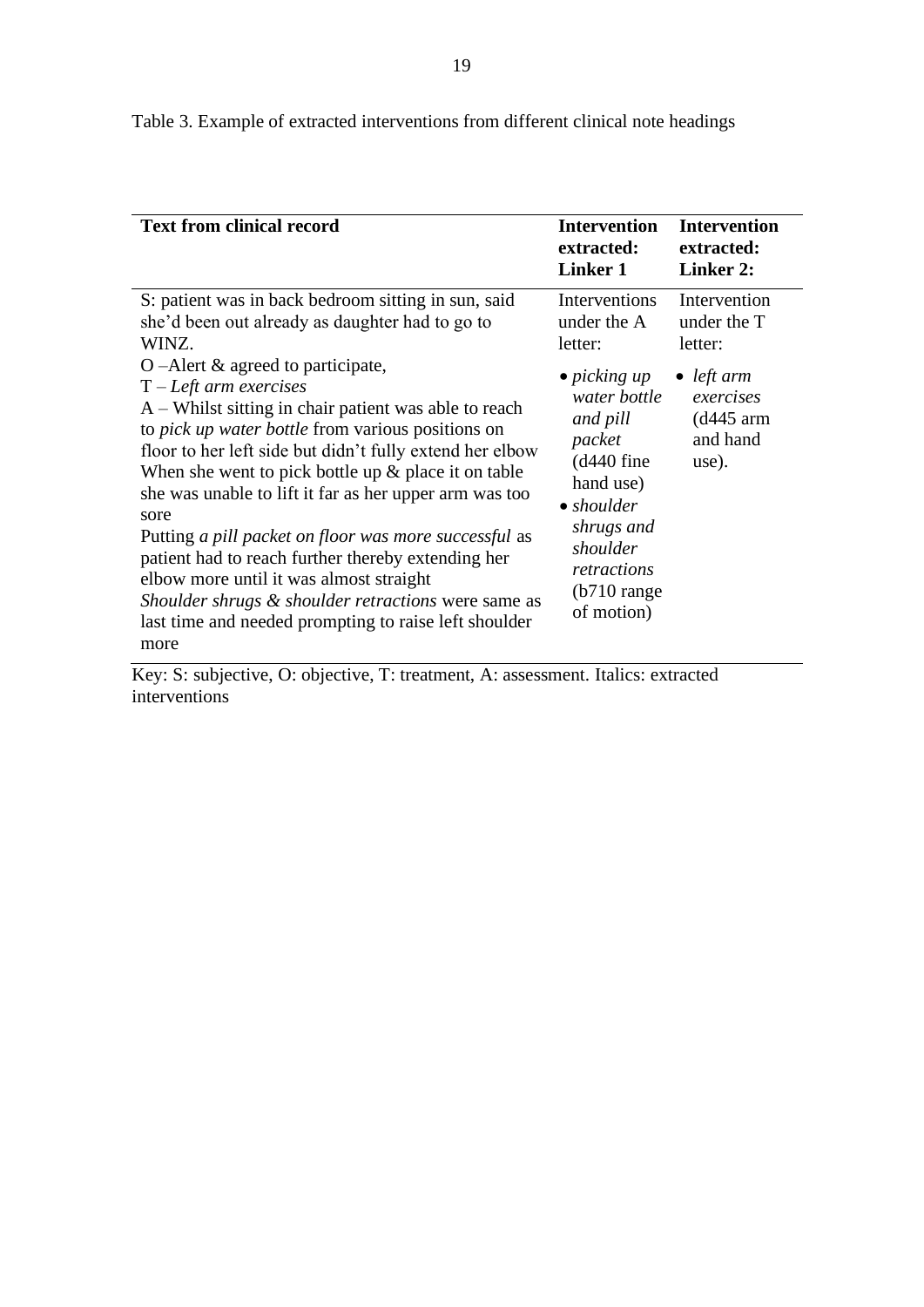Table 3. Example of extracted interventions from different clinical note headings

| Text from clinical record | Intervention extracted: Linker 1 | Intervention extracted: Linker 2: |
|---|---|---|
| S: patient was in back bedroom sitting in sun, said she'd been out already as daughter had to go to WINZ.<br>O –Alert & agreed to participate,<br>T – *Left arm exercises*<br>A – Whilst sitting in chair patient was able to reach to *pick up water bottle* from various positions on floor to her left side but didn't fully extend her elbow When she went to pick bottle up & place it on table she was unable to lift it far as her upper arm was too sore<br>Putting *a pill packet on floor was more successful* as patient had to reach further thereby extending her elbow more until it was almost straight<br>*Shoulder shrugs & shoulder retractions* were same as last time and needed prompting to raise left shoulder more | Interventions under the A letter:<br>• *picking up water bottle and pill packet* (d440 fine hand use)<br>• *shoulder shrugs and shoulder retractions* (b710 range of motion) | Intervention under the T letter:<br>• *left arm exercises* (d445 arm and hand use). |

Key: S: subjective, O: objective, T: treatment, A: assessment. Italics: extracted interventions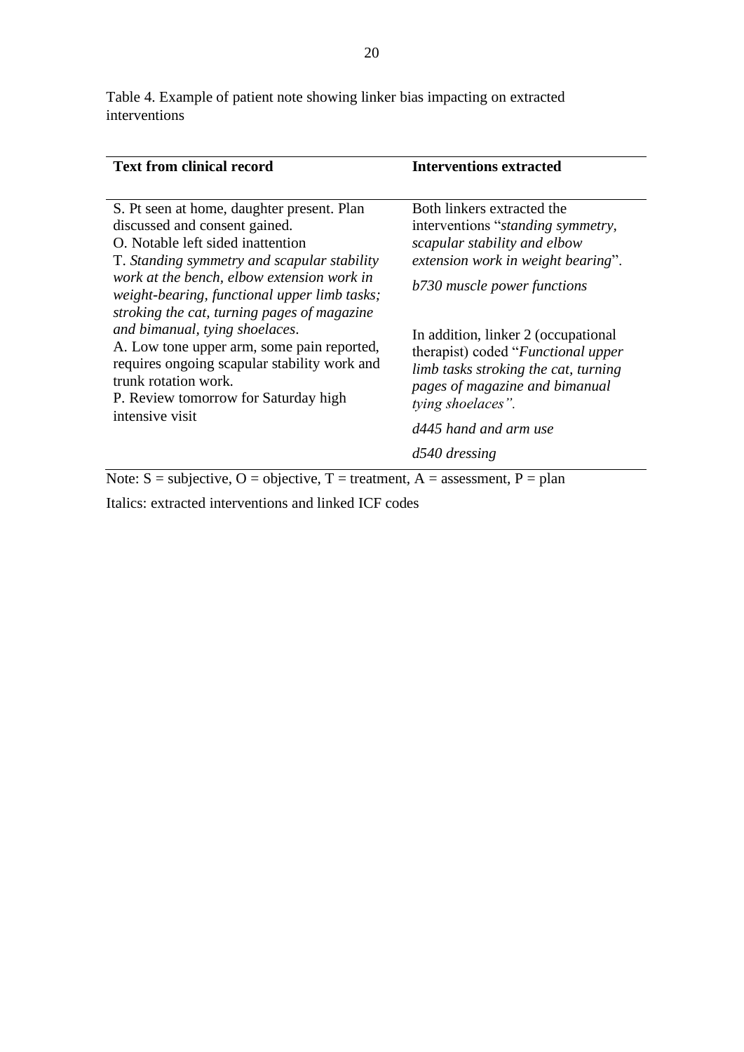Table 4. Example of patient note showing linker bias impacting on extracted interventions

| Text from clinical record | Interventions extracted |
|---|---|
| S. Pt seen at home, daughter present. Plan discussed and consent gained.<br>O. Notable left sided inattention<br>T. *Standing symmetry and scapular stability work at the bench, elbow extension work in weight-bearing, functional upper limb tasks; stroking the cat, turning pages of magazine and bimanual, tying shoelaces*.<br>A. Low tone upper arm, some pain reported, requires ongoing scapular stability work and trunk rotation work.<br>P. Review tomorrow for Saturday high intensive visit | Both linkers extracted the interventions "*standing symmetry, scapular stability and elbow extension work in weight bearing*".<br>*b730 muscle power functions*<br><br>In addition, linker 2 (occupational therapist) coded "*Functional upper limb tasks stroking the cat, turning pages of magazine and bimanual tying shoelaces".*<br>*d445 hand and arm use*<br>*d540 dressing* |

Note: S = subjective, O = objective, T = treatment, A = assessment, P = plan

Italics: extracted interventions and linked ICF codes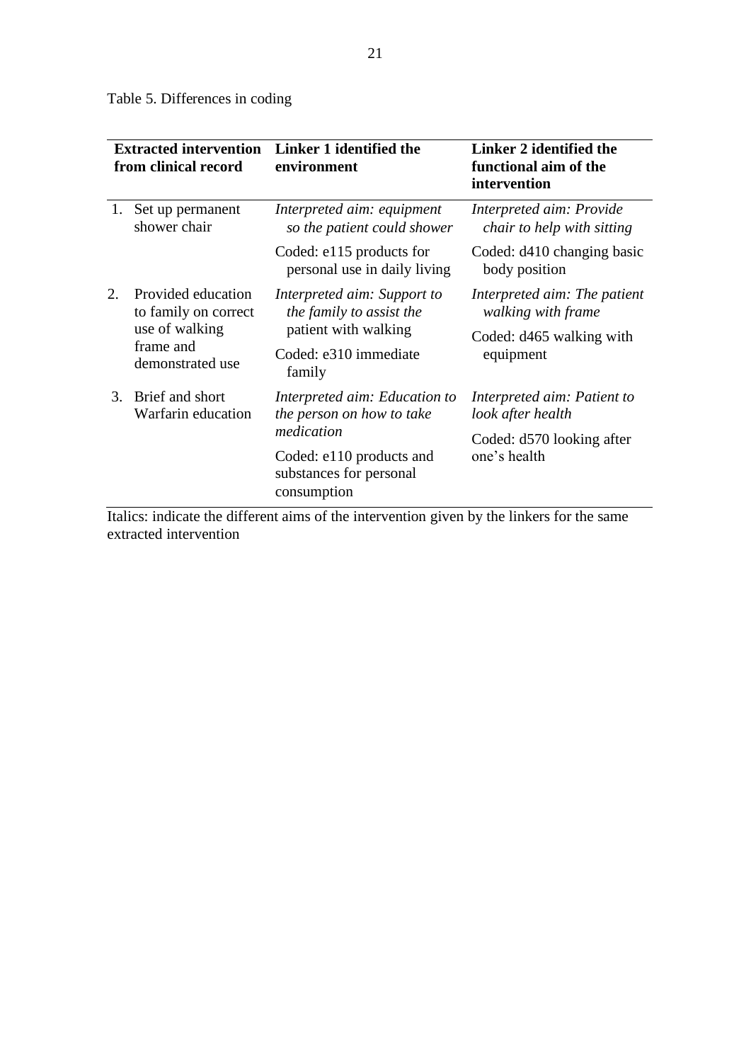Table 5. Differences in coding

| Extracted intervention from clinical record | Linker 1 identified the environment | Linker 2 identified the functional aim of the intervention |
|---|---|---|
| 1. Set up permanent shower chair | *Interpreted aim: equipment so the patient could shower*<br>Coded: e115 products for personal use in daily living | *Interpreted aim: Provide chair to help with sitting*<br>Coded: d410 changing basic body position |
| 2. Provided education to family on correct use of walking frame and demonstrated use | *Interpreted aim: Support to the family to assist the* patient with walking<br>Coded: e310 immediate family | *Interpreted aim: The patient walking with frame*<br>Coded: d465 walking with equipment |
| 3. Brief and short Warfarin education | *Interpreted aim: Education to the person on how to take medication*<br>Coded: e110 products and substances for personal consumption | *Interpreted aim: Patient to look after health*<br>Coded: d570 looking after one's health |

Italics: indicate the different aims of the intervention given by the linkers for the same extracted intervention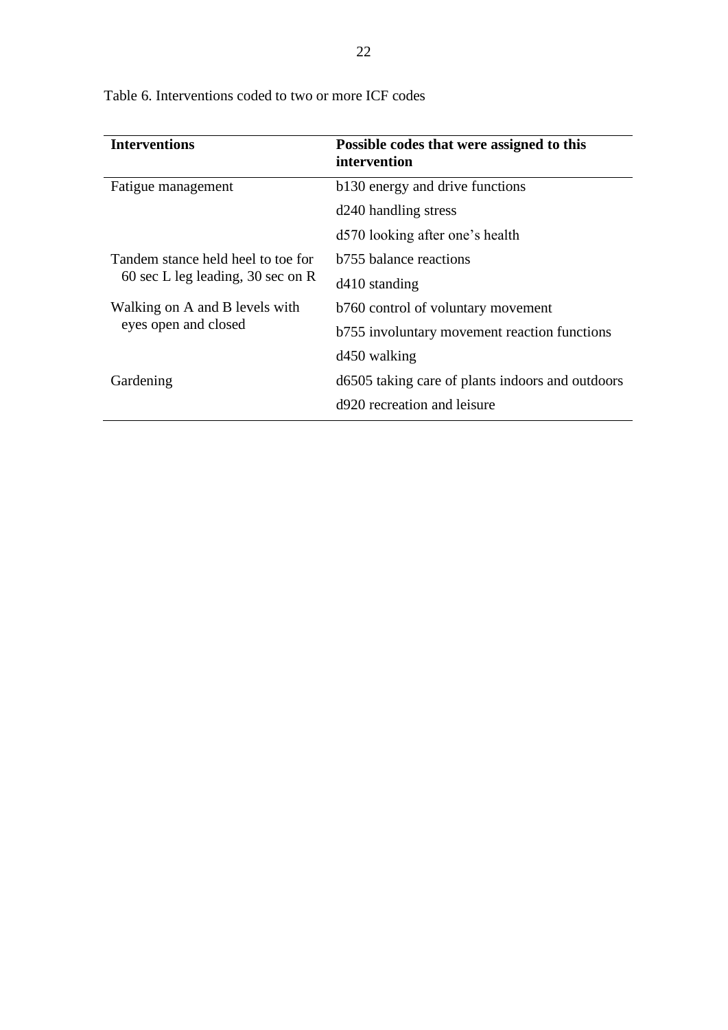Table 6. Interventions coded to two or more ICF codes

| **Interventions** | **Possible codes that were assigned to this intervention** |
|---|---|
| Fatigue management | b130 energy and drive functions |
| | d240 handling stress |
| | d570 looking after one's health |
| Tandem stance held heel to toe for 60 sec L leg leading, 30 sec on R | b755 balance reactions |
| | d410 standing |
| Walking on A and B levels with eyes open and closed | b760 control of voluntary movement |
| | b755 involuntary movement reaction functions |
| | d450 walking |
| Gardening | d6505 taking care of plants indoors and outdoors |
| | d920 recreation and leisure |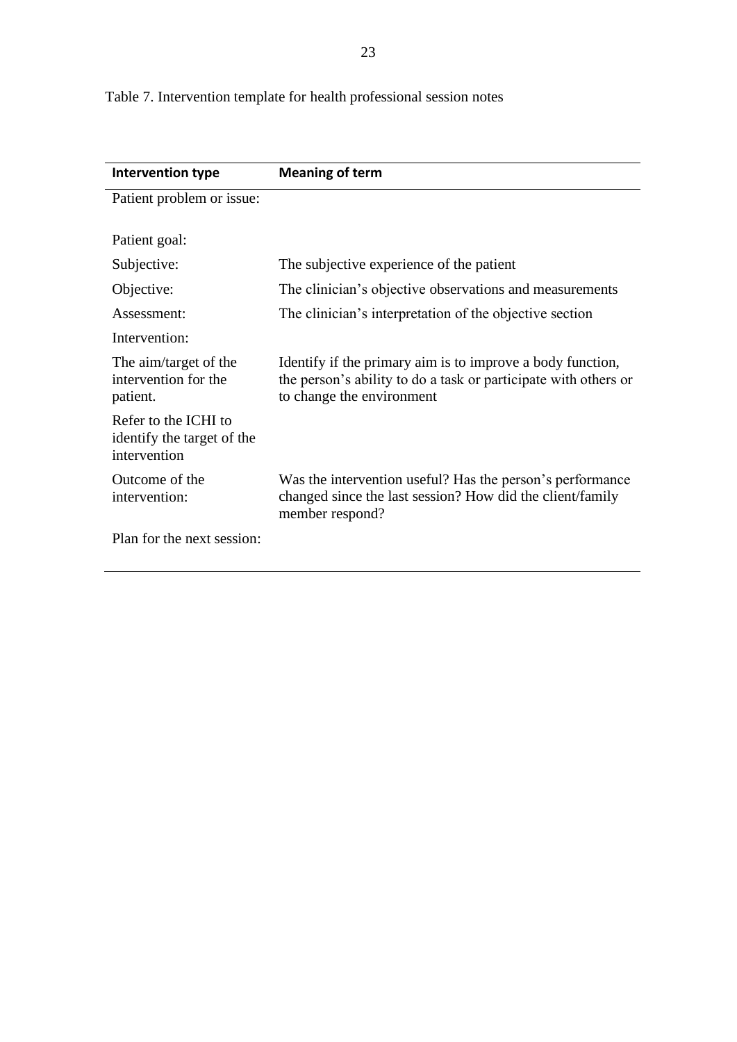Table 7. Intervention template for health professional session notes

| Intervention type | Meaning of term |
| --- | --- |
| Patient problem or issue: | |
| Patient goal: | |
| Subjective: | The subjective experience of the patient |
| Objective: | The clinician's objective observations and measurements |
| Assessment: | The clinician's interpretation of the objective section |
| Intervention: | |
| The aim/target of the intervention for the patient. | Identify if the primary aim is to improve a body function, the person's ability to do a task or participate with others or to change the environment |
| Refer to the ICHI to identify the target of the intervention | |
| Outcome of the intervention: | Was the intervention useful? Has the person's performance changed since the last session? How did the client/family member respond? |
| Plan for the next session: | |